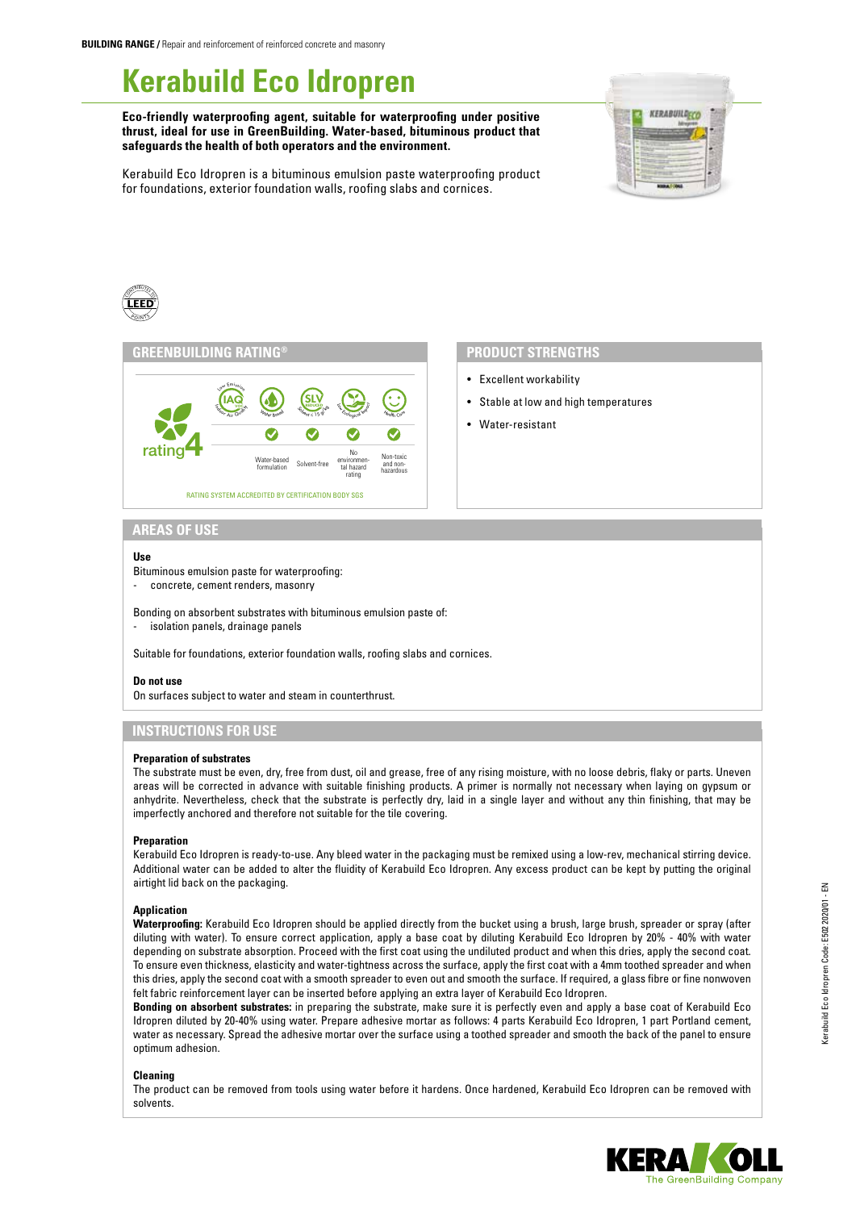BUILDING RANGE / Repair and reinforcement of reinforced concrete and masonry

# Kerabuild Eco Idropren

**Eco-friendly waterproofing agent, suitable for waterproofing under positive thrust, ideal for use in GreenBuilding. Water-based, bituminous product that safeguards the health of both operators and the environment.**

Kerabuild Eco Idropren is a bituminous emulsion paste waterproofing product for foundations, exterior foundation walls, roofing slabs and cornices.

## GREENBUILDING RATING®

rating 4

| Water-based formulation | Solvent-free | No environmental hazard rating | Non-toxic and non-hazardous |
|---|---|---|---|
| ✓ | ✓ | ✓ | ✓ |

RATING SYSTEM ACCREDITED BY CERTIFICATION BODY SGS

## PRODUCT STRENGTHS

- Excellent workability
- Stable at low and high temperatures
- Water-resistant

## AREAS OF USE

### Use

Bituminous emulsion paste for waterproofing:
- concrete, cement renders, masonry

Bonding on absorbent substrates with bituminous emulsion paste of:
- isolation panels, drainage panels

Suitable for foundations, exterior foundation walls, roofing slabs and cornices.

### Do not use

On surfaces subject to water and steam in counterthrust.

## INSTRUCTIONS FOR USE

### Preparation of substrates

The substrate must be even, dry, free from dust, oil and grease, free of any rising moisture, with no loose debris, flaky or parts. Uneven areas will be corrected in advance with suitable finishing products. A primer is normally not necessary when laying on gypsum or anhydrite. Nevertheless, check that the substrate is perfectly dry, laid in a single layer and without any thin finishing, that may be imperfectly anchored and therefore not suitable for the tile covering.

### Preparation

Kerabuild Eco Idropren is ready-to-use. Any bleed water in the packaging must be remixed using a low-rev, mechanical stirring device. Additional water can be added to alter the fluidity of Kerabuild Eco Idropren. Any excess product can be kept by putting the original airtight lid back on the packaging.

### Application

**Waterproofing:** Kerabuild Eco Idropren should be applied directly from the bucket using a brush, large brush, spreader or spray (after diluting with water). To ensure correct application, apply a base coat by diluting Kerabuild Eco Idropren by 20% - 40% with water depending on substrate absorption. Proceed with the first coat using the undiluted product and when this dries, apply the second coat. To ensure even thickness, elasticity and water-tightness across the surface, apply the first coat with a 4mm toothed spreader and when this dries, apply the second coat with a smooth spreader to even out and smooth the surface. If required, a glass fibre or fine nonwoven felt fabric reinforcement layer can be inserted before applying an extra layer of Kerabuild Eco Idropren.

**Bonding on absorbent substrates:** in preparing the substrate, make sure it is perfectly even and apply a base coat of Kerabuild Eco Idropren diluted by 20-40% using water. Prepare adhesive mortar as follows: 4 parts Kerabuild Eco Idropren, 1 part Portland cement, water as necessary. Spread the adhesive mortar over the surface using a toothed spreader and smooth the back of the panel to ensure optimum adhesion.

### Cleaning

The product can be removed from tools using water before it hardens. Once hardened, Kerabuild Eco Idropren can be removed with solvents.

Kerabuild Eco Idropren Code: E502 2020/01 - EN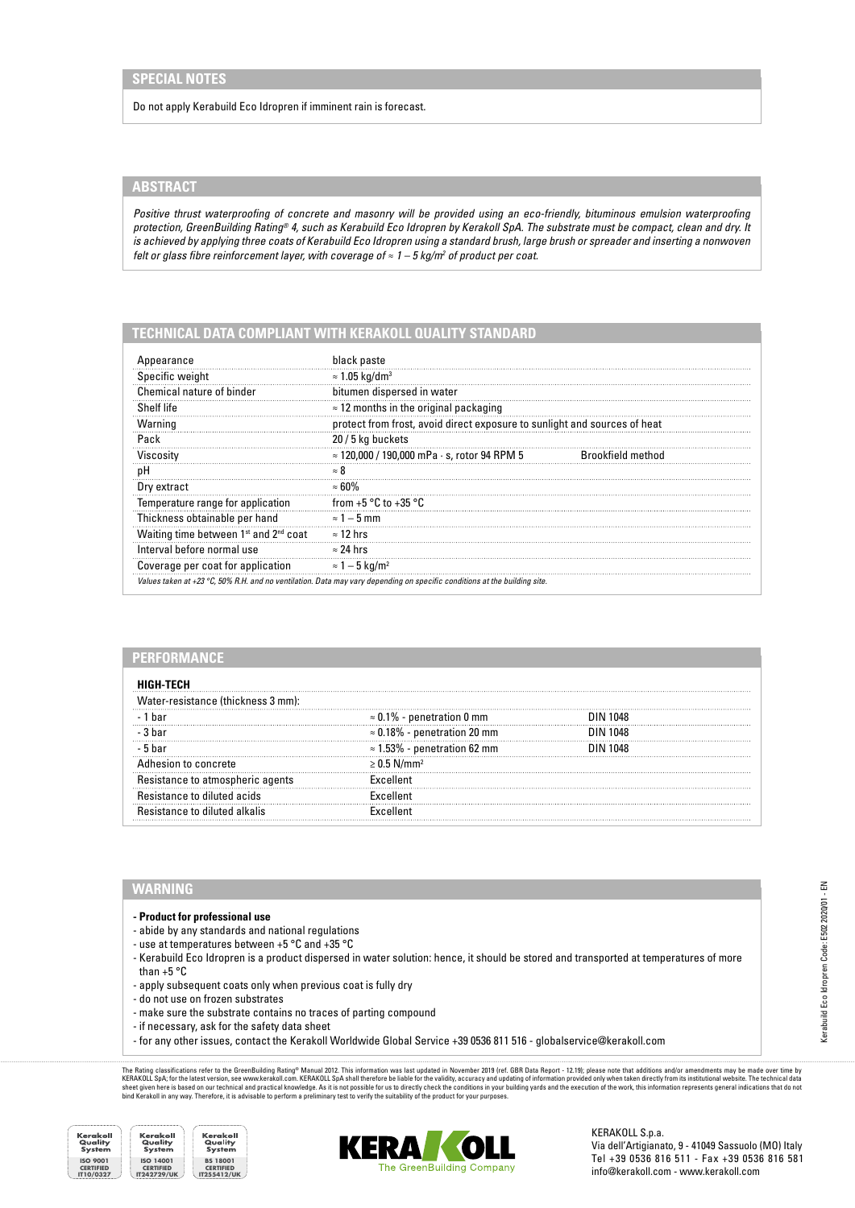## SPECIAL NOTES

Do not apply Kerabuild Eco Idropren if imminent rain is forecast.

## ABSTRACT

*Positive thrust waterproofing of concrete and masonry will be provided using an eco-friendly, bituminous emulsion waterproofing protection, GreenBuilding Rating® 4, such as Kerabuild Eco Idropren by Kerakoll SpA. The substrate must be compact, clean and dry. It is achieved by applying three coats of Kerabuild Eco Idropren using a standard brush, large brush or spreader and inserting a nonwoven felt or glass fibre reinforcement layer, with coverage of ≈ 1 – 5 kg/m² of product per coat.*

## TECHNICAL DATA COMPLIANT WITH KERAKOLL QUALITY STANDARD

| | | |
|---|---|---|
| Appearance | black paste | |
| Specific weight | ≈ 1.05 kg/dm³ | |
| Chemical nature of binder | bitumen dispersed in water | |
| Shelf life | ≈ 12 months in the original packaging | |
| Warning | protect from frost, avoid direct exposure to sunlight and sources of heat | |
| Pack | 20 / 5 kg buckets | |
| Viscosity | ≈ 120,000 / 190,000 mPa · s, rotor 94 RPM 5 | Brookfield method |
| pH | ≈ 8 | |
| Dry extract | ≈ 60% | |
| Temperature range for application | from +5 °C to +35 °C | |
| Thickness obtainable per hand | ≈ 1 – 5 mm | |
| Waiting time between 1st and 2nd coat | ≈ 12 hrs | |
| Interval before normal use | ≈ 24 hrs | |
| Coverage per coat for application | ≈ 1 – 5 kg/m² | |

*Values taken at +23 °C, 50% R.H. and no ventilation. Data may vary depending on specific conditions at the building site.*

## PERFORMANCE

**HIGH-TECH**

| | | |
|---|---|---|
| Water-resistance (thickness 3 mm): | | |
| - 1 bar | ≈ 0.1% - penetration 0 mm | DIN 1048 |
| - 3 bar | ≈ 0.18% - penetration 20 mm | DIN 1048 |
| - 5 bar | ≈ 1.53% - penetration 62 mm | DIN 1048 |
| Adhesion to concrete | ≥ 0.5 N/mm² | |
| Resistance to atmospheric agents | Excellent | |
| Resistance to diluted acids | Excellent | |
| Resistance to diluted alkalis | Excellent | |

## WARNING

- **Product for professional use**
- abide by any standards and national regulations
- use at temperatures between +5 °C and +35 °C
- Kerabuild Eco Idropren is a product dispersed in water solution: hence, it should be stored and transported at temperatures of more than +5 °C
- apply subsequent coats only when previous coat is fully dry
- do not use on frozen substrates
- make sure the substrate contains no traces of parting compound
- if necessary, ask for the safety data sheet
- for any other issues, contact the Kerakoll Worldwide Global Service +39 0536 811 516 - globalservice@kerakoll.com

The Rating classifications refer to the GreenBuilding Rating® Manual 2012. This information was last updated in November 2019 (ref. GBR Data Report - 12.19); please note that additions and/or amendments may be made over time by KERAKOLL SpA; for the latest version, see www.kerakoll.com. KERAKOLL SpA shall therefore be liable for the validity, accuracy and updating of information provided only when taken directly from its institutional website. The technical data sheet given here is based on our technical and practical knowledge. As it is not possible for us to directly check the conditions in your building yards and the execution of the work, this information represents general indications that do not bind Kerakoll in any way. Therefore, it is advisable to perform a preliminary test to verify the suitability of the product for your purposes.

Kerakoll Quality System ISO 9001 CERTIFIED IT10/0327 — Kerakoll Quality System ISO 14001 CERTIFIED IT242729/UK — Kerakoll Quality System BS 18001 CERTIFIED IT255412/UK

KERAKOLL The GreenBuilding Company

KERAKOLL S.p.a.
Via dell'Artigianato, 9 - 41049 Sassuolo (MO) Italy
Tel +39 0536 816 511 - Fax +39 0536 816 581
info@kerakoll.com - www.kerakoll.com

Kerabuild Eco Idropren Code: E502 2020/01 - EN